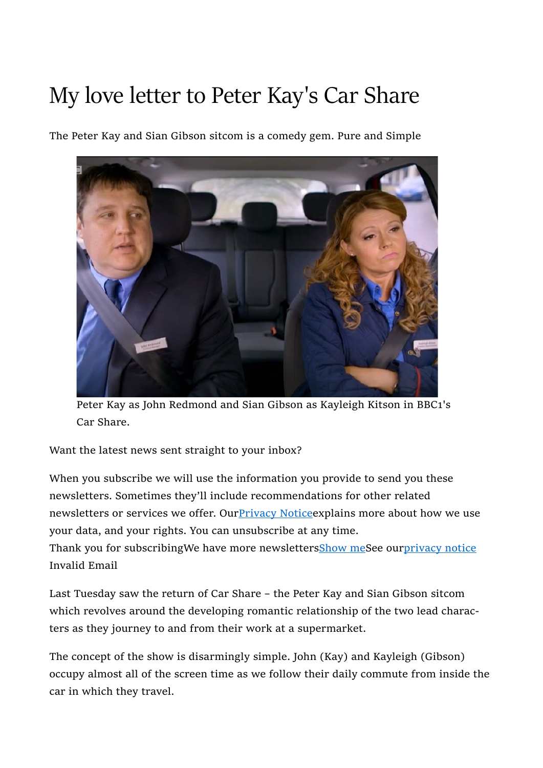# My love letter to Peter Kay's Car Share

The Peter Kay and Sian Gibson sitcom is a comedy gem. Pure and Simple

Peter Kay as John Redmond and Sian Gibson as Kayleigh Kitson in BBC1's Car Share.

Want the latest news sent straight to your inbox?

When you subscribe we will use the information you provide to send you these newsletters. Sometimes they'll include recommendations for other related newsletters or services we offer. Our[Privacy Notice]explains more about how we use your data, and your rights. You can unsubscribe at any time.
Thank you for subscribingWe have more newsletters[Show me]See our[privacy notice]
Invalid Email

Last Tuesday saw the return of Car Share – the Peter Kay and Sian Gibson sitcom which revolves around the developing romantic relationship of the two lead characters as they journey to and from their work at a supermarket.

The concept of the show is disarmingly simple. John (Kay) and Kayleigh (Gibson) occupy almost all of the screen time as we follow their daily commute from inside the car in which they travel.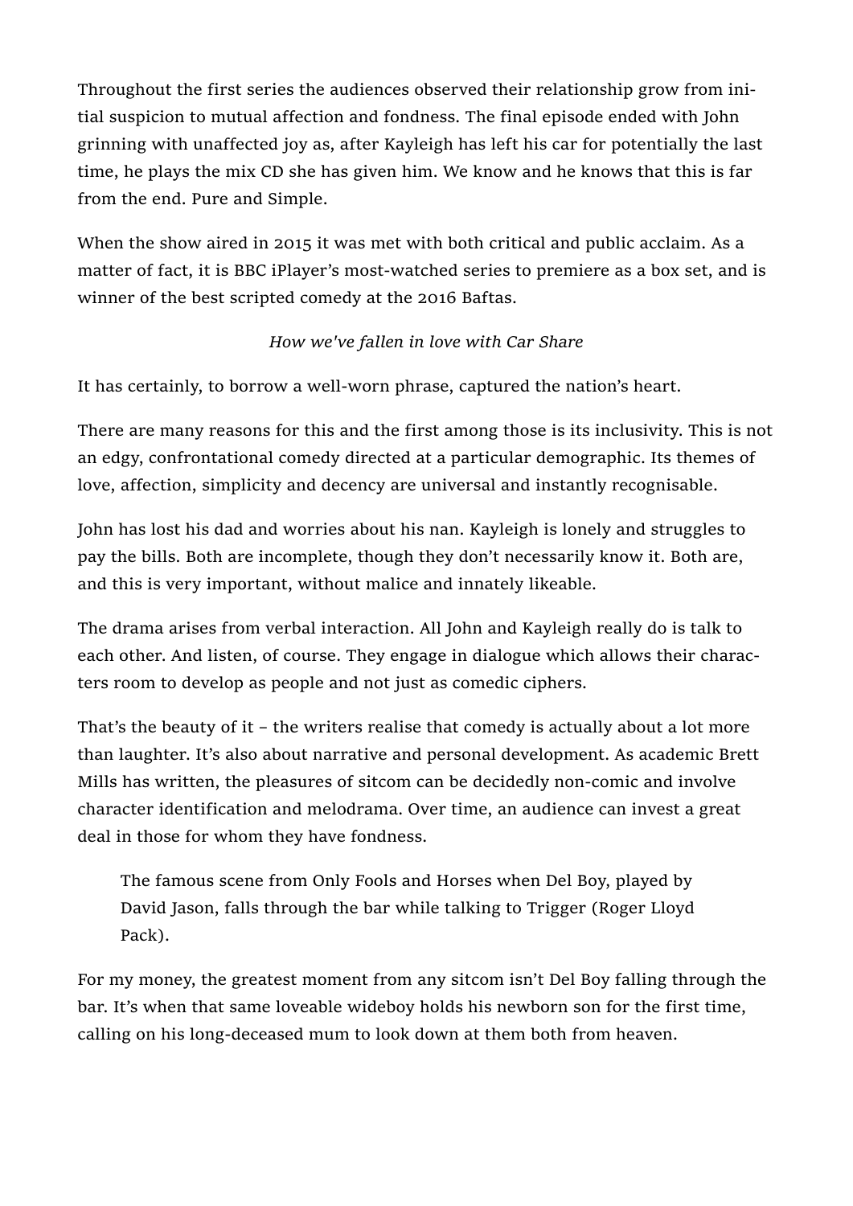Throughout the first series the audiences observed their relationship grow from initial suspicion to mutual affection and fondness. The final episode ended with John grinning with unaffected joy as, after Kayleigh has left his car for potentially the last time, he plays the mix CD she has given him. We know and he knows that this is far from the end. Pure and Simple.

When the show aired in 2015 it was met with both critical and public acclaim. As a matter of fact, it is BBC iPlayer's most-watched series to premiere as a box set, and is winner of the best scripted comedy at the 2016 Baftas.

*How we've fallen in love with Car Share*

It has certainly, to borrow a well-worn phrase, captured the nation's heart.

There are many reasons for this and the first among those is its inclusivity. This is not an edgy, confrontational comedy directed at a particular demographic. Its themes of love, affection, simplicity and decency are universal and instantly recognisable.

John has lost his dad and worries about his nan. Kayleigh is lonely and struggles to pay the bills. Both are incomplete, though they don't necessarily know it. Both are, and this is very important, without malice and innately likeable.

The drama arises from verbal interaction. All John and Kayleigh really do is talk to each other. And listen, of course. They engage in dialogue which allows their characters room to develop as people and not just as comedic ciphers.

That's the beauty of it – the writers realise that comedy is actually about a lot more than laughter. It's also about narrative and personal development. As academic Brett Mills has written, the pleasures of sitcom can be decidedly non-comic and involve character identification and melodrama. Over time, an audience can invest a great deal in those for whom they have fondness.

> The famous scene from Only Fools and Horses when Del Boy, played by David Jason, falls through the bar while talking to Trigger (Roger Lloyd Pack).

For my money, the greatest moment from any sitcom isn't Del Boy falling through the bar. It's when that same loveable wideboy holds his newborn son for the first time, calling on his long-deceased mum to look down at them both from heaven.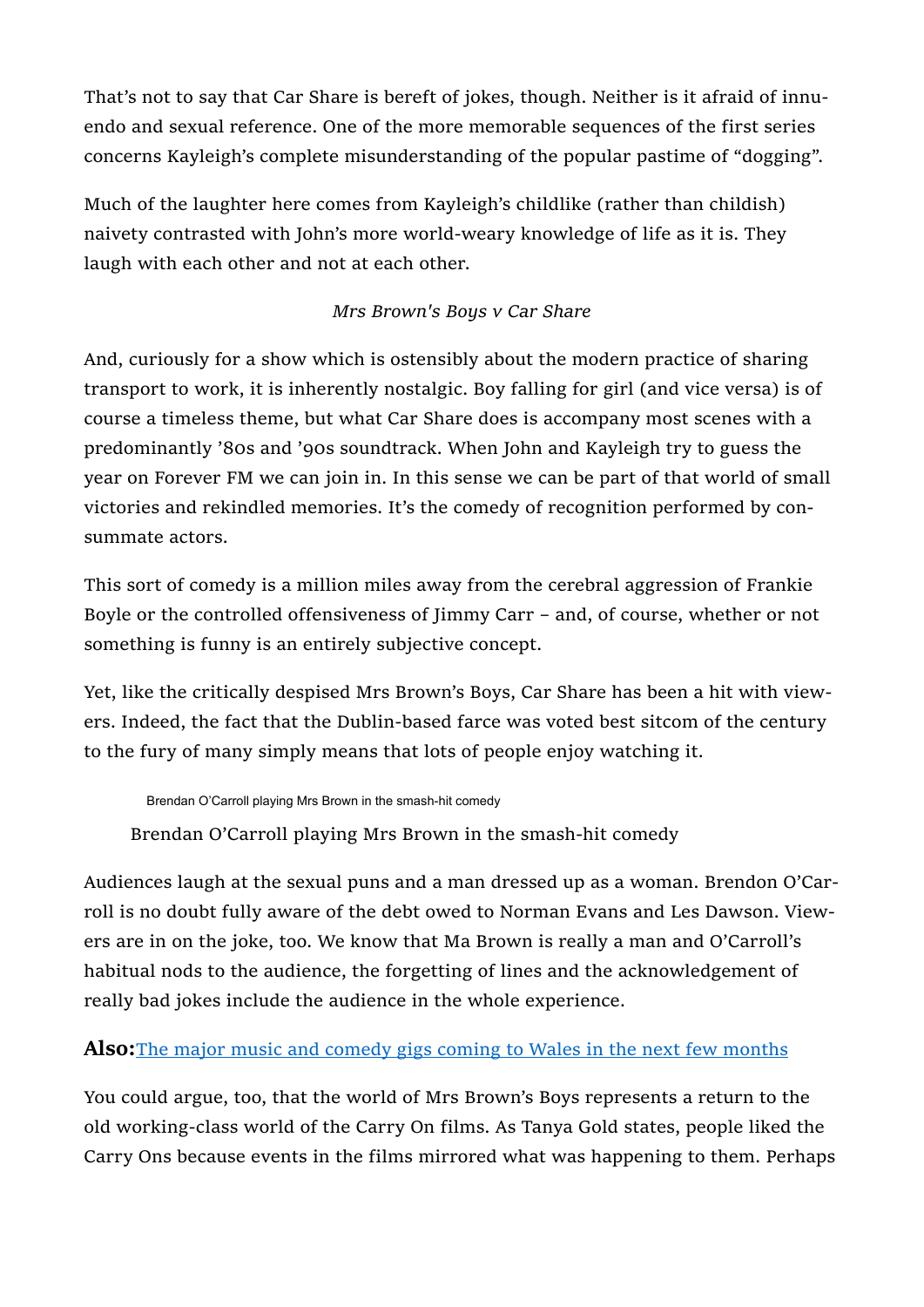That's not to say that Car Share is bereft of jokes, though. Neither is it afraid of innuendo and sexual reference. One of the more memorable sequences of the first series concerns Kayleigh's complete misunderstanding of the popular pastime of "dogging".

Much of the laughter here comes from Kayleigh's childlike (rather than childish) naivety contrasted with John's more world-weary knowledge of life as it is. They laugh with each other and not at each other.

*Mrs Brown's Boys v Car Share*

And, curiously for a show which is ostensibly about the modern practice of sharing transport to work, it is inherently nostalgic. Boy falling for girl (and vice versa) is of course a timeless theme, but what Car Share does is accompany most scenes with a predominantly '80s and '90s soundtrack. When John and Kayleigh try to guess the year on Forever FM we can join in. In this sense we can be part of that world of small victories and rekindled memories. It's the comedy of recognition performed by consummate actors.

This sort of comedy is a million miles away from the cerebral aggression of Frankie Boyle or the controlled offensiveness of Jimmy Carr – and, of course, whether or not something is funny is an entirely subjective concept.

Yet, like the critically despised Mrs Brown's Boys, Car Share has been a hit with viewers. Indeed, the fact that the Dublin-based farce was voted best sitcom of the century to the fury of many simply means that lots of people enjoy watching it.

Brendan O'Carroll playing Mrs Brown in the smash-hit comedy

Brendan O'Carroll playing Mrs Brown in the smash-hit comedy

Audiences laugh at the sexual puns and a man dressed up as a woman. Brendon O'Carroll is no doubt fully aware of the debt owed to Norman Evans and Les Dawson. Viewers are in on the joke, too. We know that Ma Brown is really a man and O'Carroll's habitual nods to the audience, the forgetting of lines and the acknowledgement of really bad jokes include the audience in the whole experience.

**Also:**[The major music and comedy gigs coming to Wales in the next few months]

You could argue, too, that the world of Mrs Brown's Boys represents a return to the old working-class world of the Carry On films. As Tanya Gold states, people liked the Carry Ons because events in the films mirrored what was happening to them. Perhaps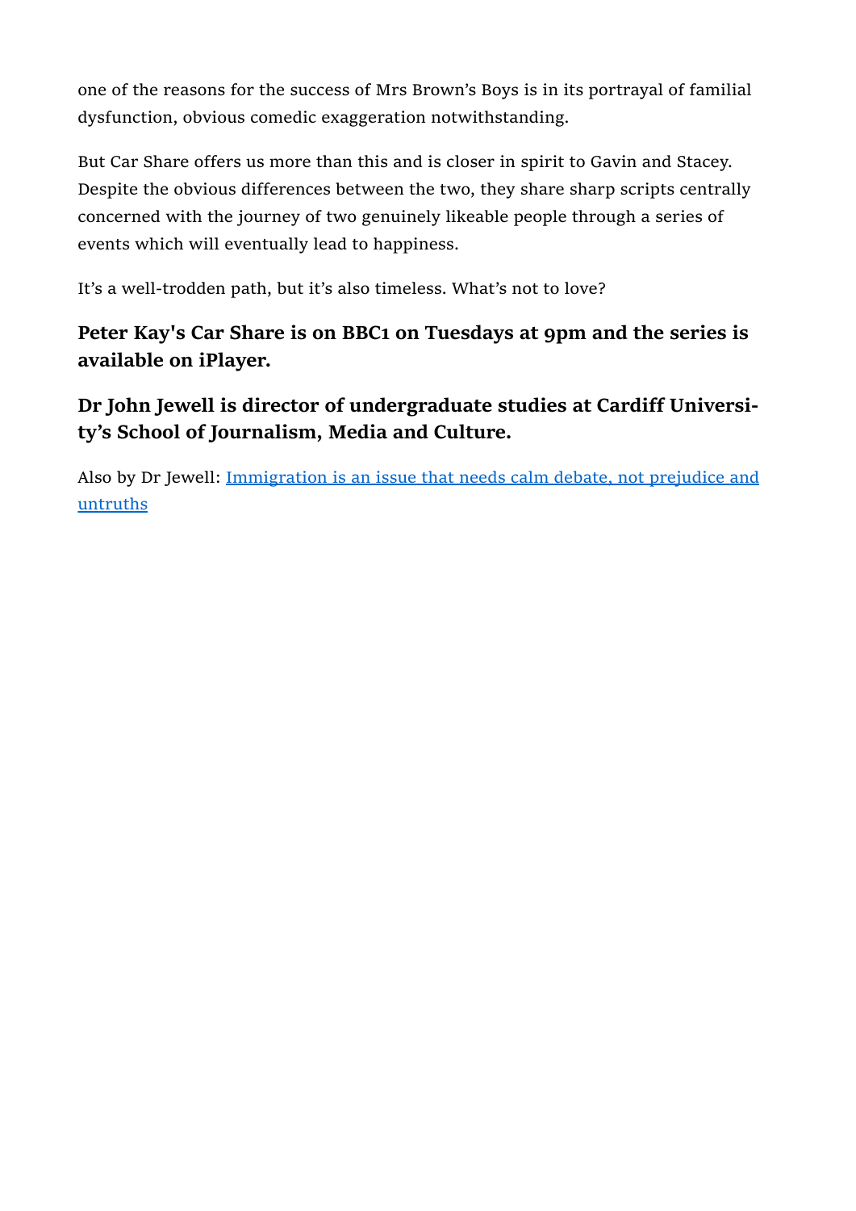one of the reasons for the success of Mrs Brown's Boys is in its portrayal of familial dysfunction, obvious comedic exaggeration notwithstanding.

But Car Share offers us more than this and is closer in spirit to Gavin and Stacey. Despite the obvious differences between the two, they share sharp scripts centrally concerned with the journey of two genuinely likeable people through a series of events which will eventually lead to happiness.

It's a well-trodden path, but it's also timeless. What's not to love?

**Peter Kay's Car Share is on BBC1 on Tuesdays at 9pm and the series is available on iPlayer.**

**Dr John Jewell is director of undergraduate studies at Cardiff University's School of Journalism, Media and Culture.**

Also by Dr Jewell: Immigration is an issue that needs calm debate, not prejudice and untruths